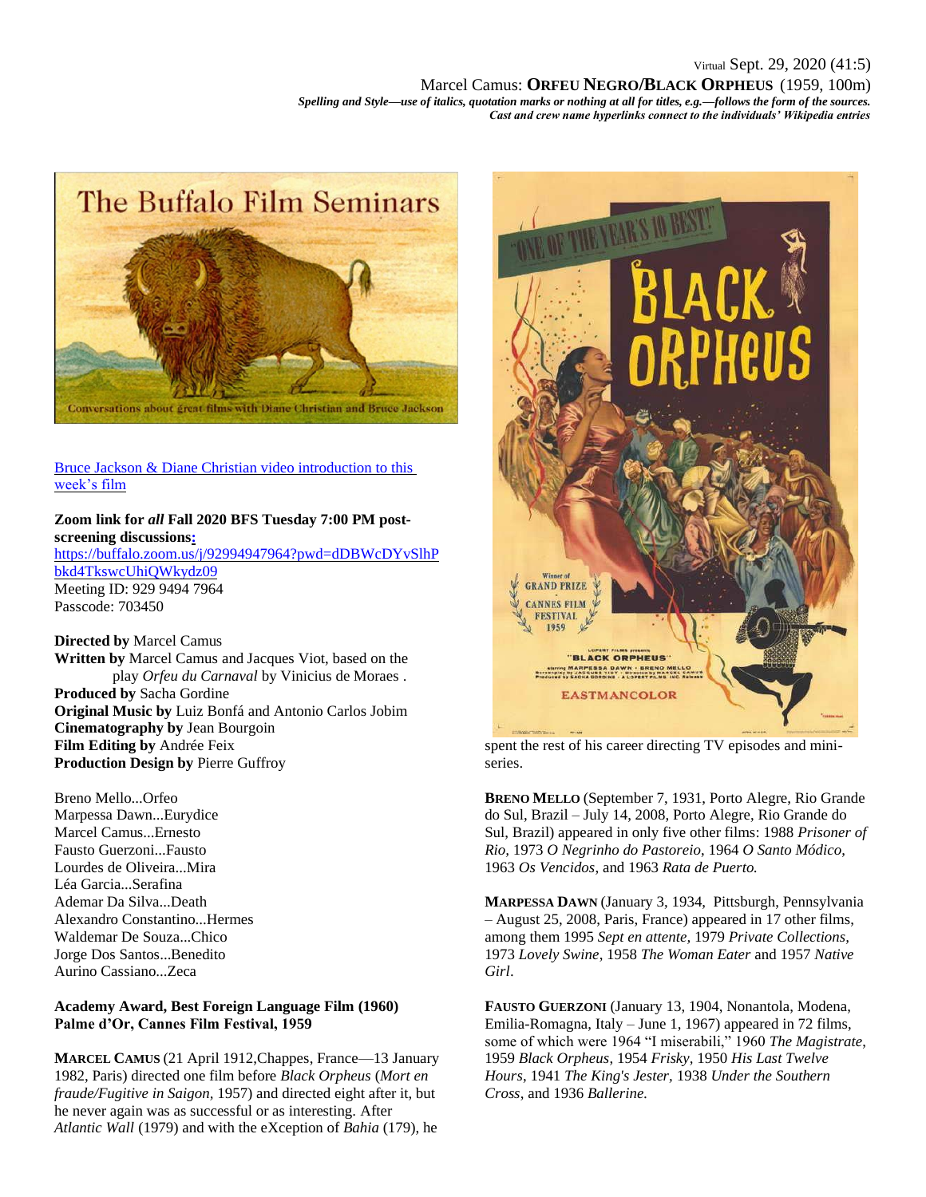Virtual Sept. 29, 2020 (41:5)

Marcel Camus: **ORFEU NEGRO/BLACK ORPHEUS** (1959, 100m)

***Spelling and Style—use of italics, quotation marks or nothing at all for titles, e.g.—follows the form of the sources.***
***Cast and crew name hyperlinks connect to the individuals' Wikipedia entries***

[Bruce Jackson & Diane Christian video introduction to this week's film]

**Zoom link for *all* Fall 2020 BFS Tuesday 7:00 PM post-screening discussions:**
https://buffalo.zoom.us/j/92994947964?pwd=dDBWcDYvSlhPbkd4TkswcUhiQWkydz09
Meeting ID: 929 9494 7964
Passcode: 703450

**Directed by** Marcel Camus
**Written by** Marcel Camus and Jacques Viot, based on the play *Orfeu du Carnaval* by Vinicius de Moraes .
**Produced by** Sacha Gordine
**Original Music by** Luiz Bonfá and Antonio Carlos Jobim
**Cinematography by** Jean Bourgoin
**Film Editing by** Andrée Feix
**Production Design by** Pierre Guffroy

Breno Mello...Orfeo
Marpessa Dawn...Eurydice
Marcel Camus...Ernesto
Fausto Guerzoni...Fausto
Lourdes de Oliveira...Mira
Léa Garcia...Serafina
Ademar Da Silva...Death
Alexandro Constantino...Hermes
Waldemar De Souza...Chico
Jorge Dos Santos...Benedito
Aurino Cassiano...Zeca

**Academy Award, Best Foreign Language Film (1960)**
**Palme d'Or, Cannes Film Festival, 1959**

**MARCEL CAMUS** (21 April 1912,Chappes, France—13 January 1982, Paris) directed one film before *Black Orpheus* (*Mort en fraude/Fugitive in Saigon*, 1957) and directed eight after it, but he never again was as successful or as interesting. After *Atlantic Wall* (1979) and with the eXception of *Bahia* (179), he spent the rest of his career directing TV episodes and mini-series.

**BRENO MELLO** (September 7, 1931, Porto Alegre, Rio Grande do Sul, Brazil – July 14, 2008, Porto Alegre, Rio Grande do Sul, Brazil) appeared in only five other films: 1988 *Prisoner of Rio*, 1973 *O Negrinho do Pastoreio*, 1964 *O Santo Módico*, 1963 *Os Vencidos*, and 1963 *Rata de Puerto.*

**MARPESSA DAWN** (January 3, 1934, Pittsburgh, Pennsylvania – August 25, 2008, Paris, France) appeared in 17 other films, among them 1995 *Sept en attente,* 1979 *Private Collections*, 1973 *Lovely Swine*, 1958 *The Woman Eater* and 1957 *Native Girl*.

**FAUSTO GUERZONI** (January 13, 1904, Nonantola, Modena, Emilia-Romagna, Italy – June 1, 1967) appeared in 72 films, some of which were 1964 "I miserabili," 1960 *The Magistrate*, 1959 *Black Orpheus*, 1954 *Frisky*, 1950 *His Last Twelve Hours*, 1941 *The King's Jester*, 1938 *Under the Southern Cross*, and 1936 *Ballerine.*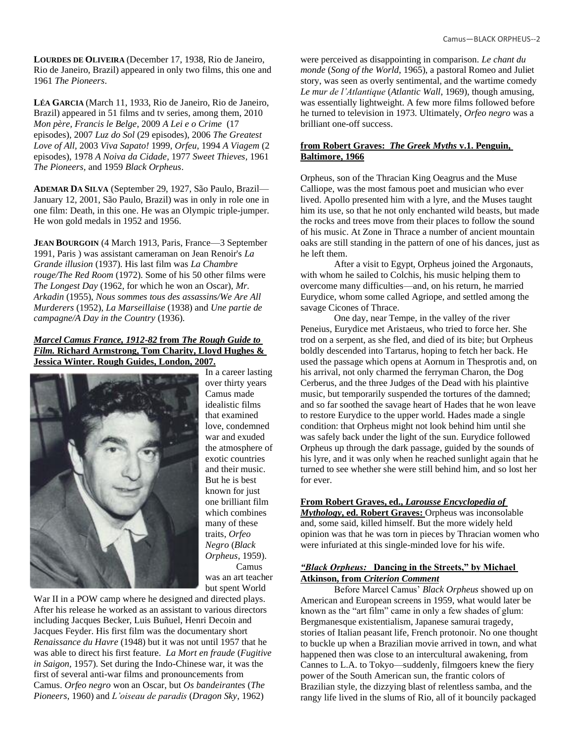**LOURDES DE OLIVEIRA** (December 17, 1938, Rio de Janeiro, Rio de Janeiro, Brazil) appeared in only two films, this one and 1961 *The Pioneers*.

**LÉA GARCIA** (March 11, 1933, Rio de Janeiro, Rio de Janeiro, Brazil) appeared in 51 films and tv series, among them, 2010 *Mon père, Francis le Belge*, 2009 *A Lei e o Crime* (17 episodes), 2007 *Luz do Sol* (29 episodes), 2006 *The Greatest Love of All*, 2003 *Viva Sapato!* 1999, *Orfeu*, 1994 *A Viagem* (2 episodes), 1978 *A Noiva da Cidade*, 1977 *Sweet Thieves*, 1961 *The Pioneers*, and 1959 *Black Orpheus*.

**ADEMAR DA SILVA** (September 29, 1927, São Paulo, Brazil—January 12, 2001, São Paulo, Brazil) was in only in role one in one film: Death, in this one. He was an Olympic triple-jumper. He won gold medals in 1952 and 1956.

**JEAN BOURGOIN** (4 March 1913, Paris, France—3 September 1991, Paris ) was assistant cameraman on Jean Renoir's *La Grande illusion* (1937). His last film was *La Chambre rouge/The Red Room* (1972). Some of his 50 other films were *The Longest Day* (1962, for which he won an Oscar), *Mr. Arkadin* (1955), *Nous sommes tous des assassins/We Are All Murderers* (1952), *La Marseillaise* (1938) and *Une partie de campagne/A Day in the Country* (1936).

***Marcel Camus France, 1912-82* from *The Rough Guide to Film.* Richard Armstrong, Tom Charity, Lloyd Hughes & Jessica Winter. Rough Guides, London, 2007.**

In a career lasting over thirty years Camus made idealistic films that examined love, condemned war and exuded the atmosphere of exotic countries and their music. But he is best known for just one brilliant film which combines many of these traits, *Orfeo Negro* (*Black Orpheus*, 1959).

Camus was an art teacher but spent World War II in a POW camp where he designed and directed plays. After his release he worked as an assistant to various directors including Jacques Becker, Luis Buñuel, Henri Decoin and Jacques Feyder. His first film was the documentary short *Renaissance du Havre* (1948) but it was not until 1957 that he was able to direct his first feature. *La Mort en fraude* (*Fugitive in Saigon*, 1957). Set during the Indo-Chinese war, it was the first of several anti-war films and pronouncements from Camus. *Orfeo negro* won an Oscar, but *Os bandeirantes* (*The Pioneers*, 1960) and *L'oiseau de paradis* (*Dragon Sky*, 1962) were perceived as disappointing in comparison. *Le chant du monde* (*Song of the World*, 1965), a pastoral Romeo and Juliet story, was seen as overly sentimental, and the wartime comedy *Le mur de l'Atlantique* (*Atlantic Wall*, 1969), though amusing, was essentially lightweight. A few more films followed before he turned to television in 1973. Ultimately, *Orfeo negro* was a brilliant one-off success.

**from Robert Graves: *The Greek Myths* v.1. Penguin, Baltimore, 1966**

Orpheus, son of the Thracian King Oeagrus and the Muse Calliope, was the most famous poet and musician who ever lived. Apollo presented him with a lyre, and the Muses taught him its use, so that he not only enchanted wild beasts, but made the rocks and trees move from their places to follow the sound of his music. At Zone in Thrace a number of ancient mountain oaks are still standing in the pattern of one of his dances, just as he left them.

After a visit to Egypt, Orpheus joined the Argonauts, with whom he sailed to Colchis, his music helping them to overcome many difficulties—and, on his return, he married Eurydice, whom some called Agriope, and settled among the savage Cicones of Thrace.

One day, near Tempe, in the valley of the river Peneius, Eurydice met Aristaeus, who tried to force her. She trod on a serpent, as she fled, and died of its bite; but Orpheus boldly descended into Tartarus, hoping to fetch her back. He used the passage which opens at Aornum in Thesprotis and, on his arrival, not only charmed the ferryman Charon, the Dog Cerberus, and the three Judges of the Dead with his plaintive music, but temporarily suspended the tortures of the damned; and so far soothed the savage heart of Hades that he won leave to restore Eurydice to the upper world. Hades made a single condition: that Orpheus might not look behind him until she was safely back under the light of the sun. Eurydice followed Orpheus up through the dark passage, guided by the sounds of his lyre, and it was only when he reached sunlight again that he turned to see whether she were still behind him, and so lost her for ever.

**From Robert Graves, ed., *Larousse Encyclopedia of Mythology*, ed. Robert Graves:** Orpheus was inconsolable and, some said, killed himself. But the more widely held opinion was that he was torn in pieces by Thracian women who were infuriated at this single-minded love for his wife.

***"Black Orpheus:* Dancing in the Streets," by Michael Atkinson, from *Criterion Comment***

Before Marcel Camus' *Black Orpheus* showed up on American and European screens in 1959, what would later be known as the "art film" came in only a few shades of glum: Bergmanesque existentialism, Japanese samurai tragedy, stories of Italian peasant life, French protonoir. No one thought to buckle up when a Brazilian movie arrived in town, and what happened then was close to an intercultural awakening, from Cannes to L.A. to Tokyo—suddenly, filmgoers knew the fiery power of the South American sun, the frantic colors of Brazilian style, the dizzying blast of relentless samba, and the rangy life lived in the slums of Rio, all of it bouncily packaged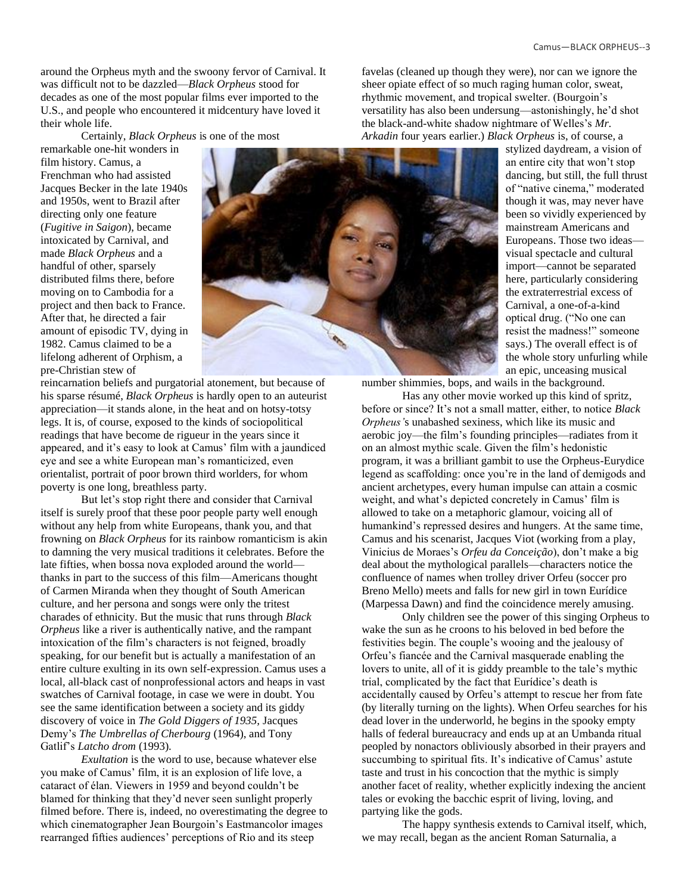around the Orpheus myth and the swoony fervor of Carnival. It was difficult not to be dazzled—*Black Orpheus* stood for decades as one of the most popular films ever imported to the U.S., and people who encountered it midcentury have loved it their whole life.

Certainly, *Black Orpheus* is one of the most remarkable one-hit wonders in film history. Camus, a Frenchman who had assisted Jacques Becker in the late 1940s and 1950s, went to Brazil after directing only one feature (*Fugitive in Saigon*), became intoxicated by Carnival, and made *Black Orpheus* and a handful of other, sparsely distributed films there, before moving on to Cambodia for a project and then back to France. After that, he directed a fair amount of episodic TV, dying in 1982. Camus claimed to be a lifelong adherent of Orphism, a pre-Christian stew of reincarnation beliefs and purgatorial atonement, but because of his sparse résumé, *Black Orpheus* is hardly open to an auteurist appreciation—it stands alone, in the heat and on hotsy-totsy legs. It is, of course, exposed to the kinds of sociopolitical readings that have become de rigueur in the years since it appeared, and it's easy to look at Camus' film with a jaundiced eye and see a white European man's romanticized, even orientalist, portrait of poor brown third worlders, for whom poverty is one long, breathless party.

But let's stop right there and consider that Carnival itself is surely proof that these poor people party well enough without any help from white Europeans, thank you, and that frowning on *Black Orpheus* for its rainbow romanticism is akin to damning the very musical traditions it celebrates. Before the late fifties, when bossa nova exploded around the world—thanks in part to the success of this film—Americans thought of Carmen Miranda when they thought of South American culture, and her persona and songs were only the tritest charades of ethnicity. But the music that runs through *Black Orpheus* like a river is authentically native, and the rampant intoxication of the film's characters is not feigned, broadly speaking, for our benefit but is actually a manifestation of an entire culture exulting in its own self-expression. Camus uses a local, all-black cast of nonprofessional actors and heaps in vast swatches of Carnival footage, in case we were in doubt. You see the same identification between a society and its giddy discovery of voice in *The Gold Diggers of 1935*, Jacques Demy's *The Umbrellas of Cherbourg* (1964), and Tony Gatlif's *Latcho drom* (1993).

*Exultation* is the word to use, because whatever else you make of Camus' film, it is an explosion of life love, a cataract of élan. Viewers in 1959 and beyond couldn't be blamed for thinking that they'd never seen sunlight properly filmed before. There is, indeed, no overestimating the degree to which cinematographer Jean Bourgoin's Eastmancolor images rearranged fifties audiences' perceptions of Rio and its steep favelas (cleaned up though they were), nor can we ignore the sheer opiate effect of so much raging human color, sweat, rhythmic movement, and tropical swelter. (Bourgoin's versatility has also been undersung—astonishingly, he'd shot the black-and-white shadow nightmare of Welles's *Mr. Arkadin* four years earlier.) *Black Orpheus* is, of course, a stylized daydream, a vision of an entire city that won't stop dancing, but still, the full thrust of "native cinema," moderated though it was, may never have been so vividly experienced by mainstream Americans and Europeans. Those two ideas—visual spectacle and cultural import—cannot be separated here, particularly considering the extraterrestrial excess of Carnival, a one-of-a-kind optical drug. ("No one can resist the madness!" someone says.) The overall effect is of the whole story unfurling while an epic, unceasing musical number shimmies, bops, and wails in the background.

Has any other movie worked up this kind of spritz, before or since? It's not a small matter, either, to notice *Black Orpheus'*s unabashed sexiness, which like its music and aerobic joy—the film's founding principles—radiates from it on an almost mythic scale. Given the film's hedonistic program, it was a brilliant gambit to use the Orpheus-Eurydice legend as scaffolding: once you're in the land of demigods and ancient archetypes, every human impulse can attain a cosmic weight, and what's depicted concretely in Camus' film is allowed to take on a metaphoric glamour, voicing all of humankind's repressed desires and hungers. At the same time, Camus and his scenarist, Jacques Viot (working from a play, Vinicius de Moraes's *Orfeu da Conceição*), don't make a big deal about the mythological parallels—characters notice the confluence of names when trolley driver Orfeu (soccer pro Breno Mello) meets and falls for new girl in town Eurídice (Marpessa Dawn) and find the coincidence merely amusing.

Only children see the power of this singing Orpheus to wake the sun as he croons to his beloved in bed before the festivities begin. The couple's wooing and the jealousy of Orfeu's fiancée and the Carnival masquerade enabling the lovers to unite, all of it is giddy preamble to the tale's mythic trial, complicated by the fact that Eurídice's death is accidentally caused by Orfeu's attempt to rescue her from fate (by literally turning on the lights). When Orfeu searches for his dead lover in the underworld, he begins in the spooky empty halls of federal bureaucracy and ends up at an Umbanda ritual peopled by nonactors obliviously absorbed in their prayers and succumbing to spiritual fits. It's indicative of Camus' astute taste and trust in his concoction that the mythic is simply another facet of reality, whether explicitly indexing the ancient tales or evoking the bacchic esprit of living, loving, and partying like the gods.

The happy synthesis extends to Carnival itself, which, we may recall, began as the ancient Roman Saturnalia, a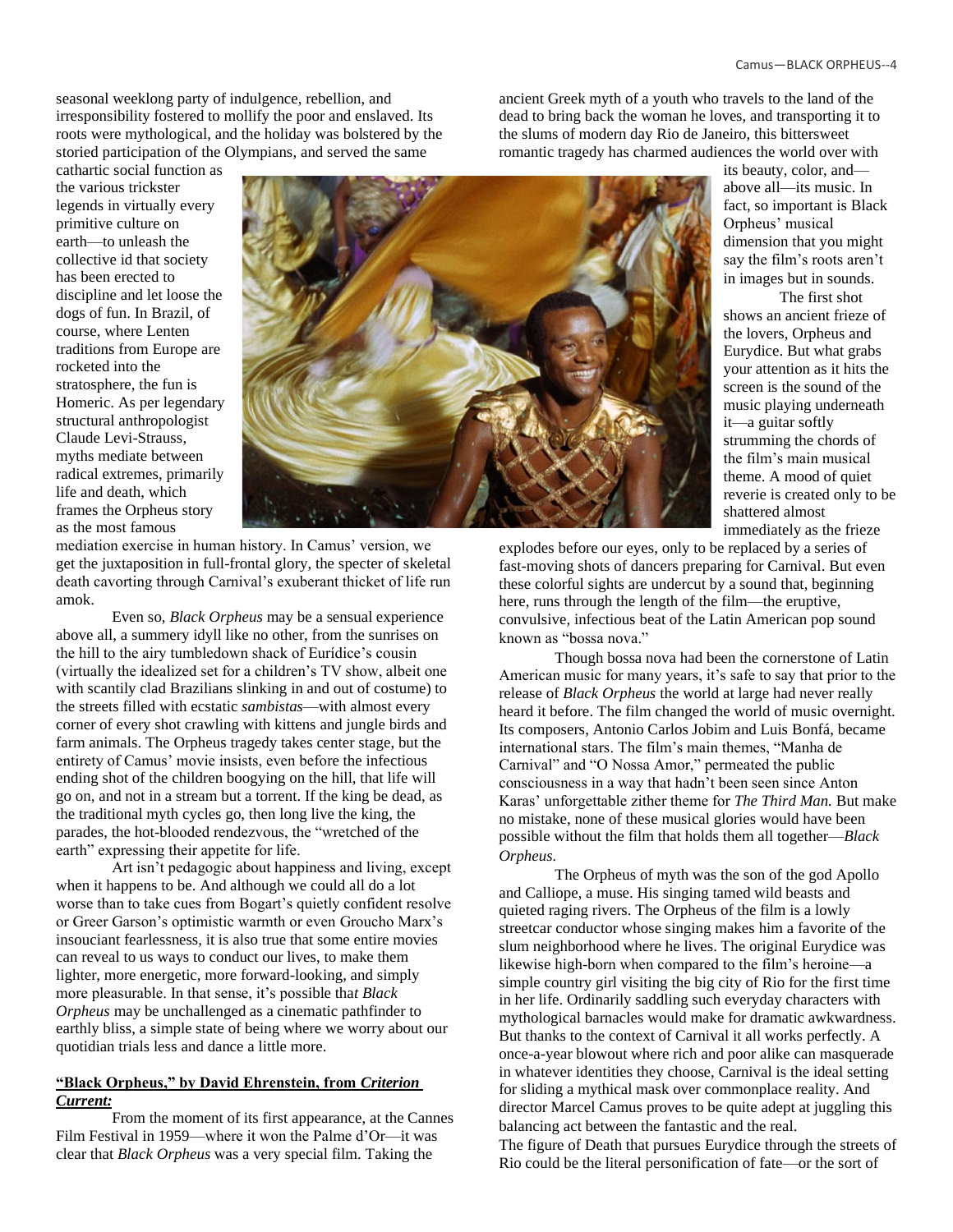seasonal weeklong party of indulgence, rebellion, and irresponsibility fostered to mollify the poor and enslaved. Its roots were mythological, and the holiday was bolstered by the storied participation of the Olympians, and served the same cathartic social function as the various trickster legends in virtually every primitive culture on earth—to unleash the collective id that society has been erected to discipline and let loose the dogs of fun. In Brazil, of course, where Lenten traditions from Europe are rocketed into the stratosphere, the fun is Homeric. As per legendary structural anthropologist Claude Levi-Strauss, myths mediate between radical extremes, primarily life and death, which frames the Orpheus story as the most famous mediation exercise in human history. In Camus' version, we get the juxtaposition in full-frontal glory, the specter of skeletal death cavorting through Carnival's exuberant thicket of life run amok.

Even so, *Black Orpheus* may be a sensual experience above all, a summery idyll like no other, from the sunrises on the hill to the airy tumbledown shack of Eurídice's cousin (virtually the idealized set for a children's TV show, albeit one with scantily clad Brazilians slinking in and out of costume) to the streets filled with ecstatic *sambistas*—with almost every corner of every shot crawling with kittens and jungle birds and farm animals. The Orpheus tragedy takes center stage, but the entirety of Camus' movie insists, even before the infectious ending shot of the children boogying on the hill, that life will go on, and not in a stream but a torrent. If the king be dead, as the traditional myth cycles go, then long live the king, the parades, the hot-blooded rendezvous, the "wretched of the earth" expressing their appetite for life.

Art isn't pedagogic about happiness and living, except when it happens to be. And although we could all do a lot worse than to take cues from Bogart's quietly confident resolve or Greer Garson's optimistic warmth or even Groucho Marx's insouciant fearlessness, it is also true that some entire movies can reveal to us ways to conduct our lives, to make them lighter, more energetic, more forward-looking, and simply more pleasurable. In that sense, it's possible that *Black Orpheus* may be unchallenged as a cinematic pathfinder to earthly bliss, a simple state of being where we worry about our quotidian trials less and dance a little more.

**"Black Orpheus," by David Ehrenstein, from *Criterion Current:***

From the moment of its first appearance, at the Cannes Film Festival in 1959—where it won the Palme d'Or—it was clear that *Black Orpheus* was a very special film. Taking the ancient Greek myth of a youth who travels to the land of the dead to bring back the woman he loves, and transporting it to the slums of modern day Rio de Janeiro, this bittersweet romantic tragedy has charmed audiences the world over with its beauty, color, and—above all—its music. In fact, so important is Black Orpheus' musical dimension that you might say the film's roots aren't in images but in sounds.

The first shot shows an ancient frieze of the lovers, Orpheus and Eurydice. But what grabs your attention as it hits the screen is the sound of the music playing underneath it—a guitar softly strumming the chords of the film's main musical theme. A mood of quiet reverie is created only to be shattered almost immediately as the frieze explodes before our eyes, only to be replaced by a series of fast-moving shots of dancers preparing for Carnival. But even these colorful sights are undercut by a sound that, beginning here, runs through the length of the film—the eruptive, convulsive, infectious beat of the Latin American pop sound known as "bossa nova."

Though bossa nova had been the cornerstone of Latin American music for many years, it's safe to say that prior to the release of *Black Orpheus* the world at large had never really heard it before. The film changed the world of music overnight. Its composers, Antonio Carlos Jobim and Luis Bonfá, became international stars. The film's main themes, "Manha de Carnival" and "O Nossa Amor," permeated the public consciousness in a way that hadn't been seen since Anton Karas' unforgettable zither theme for *The Third Man.* But make no mistake, none of these musical glories would have been possible without the film that holds them all together—*Black Orpheus.*

The Orpheus of myth was the son of the god Apollo and Calliope, a muse. His singing tamed wild beasts and quieted raging rivers. The Orpheus of the film is a lowly streetcar conductor whose singing makes him a favorite of the slum neighborhood where he lives. The original Eurydice was likewise high-born when compared to the film's heroine—a simple country girl visiting the big city of Rio for the first time in her life. Ordinarily saddling such everyday characters with mythological barnacles would make for dramatic awkwardness. But thanks to the context of Carnival it all works perfectly. A once-a-year blowout where rich and poor alike can masquerade in whatever identities they choose, Carnival is the ideal setting for sliding a mythical mask over commonplace reality. And director Marcel Camus proves to be quite adept at juggling this balancing act between the fantastic and the real.

The figure of Death that pursues Eurydice through the streets of Rio could be the literal personification of fate—or the sort of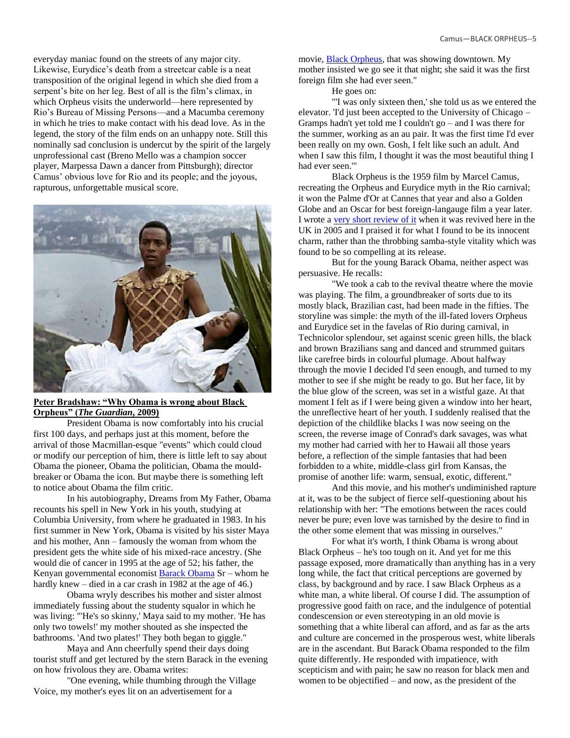everyday maniac found on the streets of any major city. Likewise, Eurydice's death from a streetcar cable is a neat transposition of the original legend in which she died from a serpent's bite on her leg. Best of all is the film's climax, in which Orpheus visits the underworld—here represented by Rio's Bureau of Missing Persons—and a Macumba ceremony in which he tries to make contact with his dead love. As in the legend, the story of the film ends on an unhappy note. Still this nominally sad conclusion is undercut by the spirit of the largely unprofessional cast (Breno Mello was a champion soccer player, Marpessa Dawn a dancer from Pittsburgh); director Camus' obvious love for Rio and its people; and the joyous, rapturous, unforgettable musical score.

**Peter Bradshaw: "Why Obama is wrong about Black Orpheus" (*The Guardian*, 2009)**

President Obama is now comfortably into his crucial first 100 days, and perhaps just at this moment, before the arrival of those Macmillan-esque "events" which could cloud or modify our perception of him, there is little left to say about Obama the pioneer, Obama the politician, Obama the mould-breaker or Obama the icon. But maybe there is something left to notice about Obama the film critic.

In his autobiography, Dreams from My Father, Obama recounts his spell in New York in his youth, studying at Columbia University, from where he graduated in 1983. In his first summer in New York, Obama is visited by his sister Maya and his mother, Ann – famously the woman from whom the president gets the white side of his mixed-race ancestry. (She would die of cancer in 1995 at the age of 52; his father, the Kenyan governmental economist Barack Obama Sr – whom he hardly knew – died in a car crash in 1982 at the age of 46.)

Obama wryly describes his mother and sister almost immediately fussing about the studenty squalor in which he was living: "'He's so skinny,' Maya said to my mother. 'He has only two towels!' my mother shouted as she inspected the bathrooms. 'And two plates!' They both began to giggle."

Maya and Ann cheerfully spend their days doing tourist stuff and get lectured by the stern Barack in the evening on how frivolous they are. Obama writes:

"One evening, while thumbing through the Village Voice, my mother's eyes lit on an advertisement for a movie, Black Orpheus, that was showing downtown. My mother insisted we go see it that night; she said it was the first foreign film she had ever seen."

He goes on:

"'I was only sixteen then,' she told us as we entered the elevator. 'I'd just been accepted to the University of Chicago – Gramps hadn't yet told me I couldn't go – and I was there for the summer, working as an au pair. It was the first time I'd ever been really on my own. Gosh, I felt like such an adult. And when I saw this film, I thought it was the most beautiful thing I had ever seen.'"

Black Orpheus is the 1959 film by Marcel Camus, recreating the Orpheus and Eurydice myth in the Rio carnival; it won the Palme d'Or at Cannes that year and also a Golden Globe and an Oscar for best foreign-langauge film a year later. I wrote a very short review of it when it was revived here in the UK in 2005 and I praised it for what I found to be its innocent charm, rather than the throbbing samba-style vitality which was found to be so compelling at its release.

But for the young Barack Obama, neither aspect was persuasive. He recalls:

"We took a cab to the revival theatre where the movie was playing. The film, a groundbreaker of sorts due to its mostly black, Brazilian cast, had been made in the fifties. The storyline was simple: the myth of the ill-fated lovers Orpheus and Eurydice set in the favelas of Rio during carnival, in Technicolor splendour, set against scenic green hills, the black and brown Brazilians sang and danced and strummed guitars like carefree birds in colourful plumage. About halfway through the movie I decided I'd seen enough, and turned to my mother to see if she might be ready to go. But her face, lit by the blue glow of the screen, was set in a wistful gaze. At that moment I felt as if I were being given a window into her heart, the unreflective heart of her youth. I suddenly realised that the depiction of the childlike blacks I was now seeing on the screen, the reverse image of Conrad's dark savages, was what my mother had carried with her to Hawaii all those years before, a reflection of the simple fantasies that had been forbidden to a white, middle-class girl from Kansas, the promise of another life: warm, sensual, exotic, different."

And this movie, and his mother's undiminished rapture at it, was to be the subject of fierce self-questioning about his relationship with her: "The emotions between the races could never be pure; even love was tarnished by the desire to find in the other some element that was missing in ourselves."

For what it's worth, I think Obama is wrong about Black Orpheus – he's too tough on it. And yet for me this passage exposed, more dramatically than anything has in a very long while, the fact that critical perceptions are governed by class, by background and by race. I saw Black Orpheus as a white man, a white liberal. Of course I did. The assumption of progressive good faith on race, and the indulgence of potential condescension or even stereotyping in an old movie is something that a white liberal can afford, and as far as the arts and culture are concerned in the prosperous west, white liberals are in the ascendant. But Barack Obama responded to the film quite differently. He responded with impatience, with scepticism and with pain; he saw no reason for black men and women to be objectified – and now, as the president of the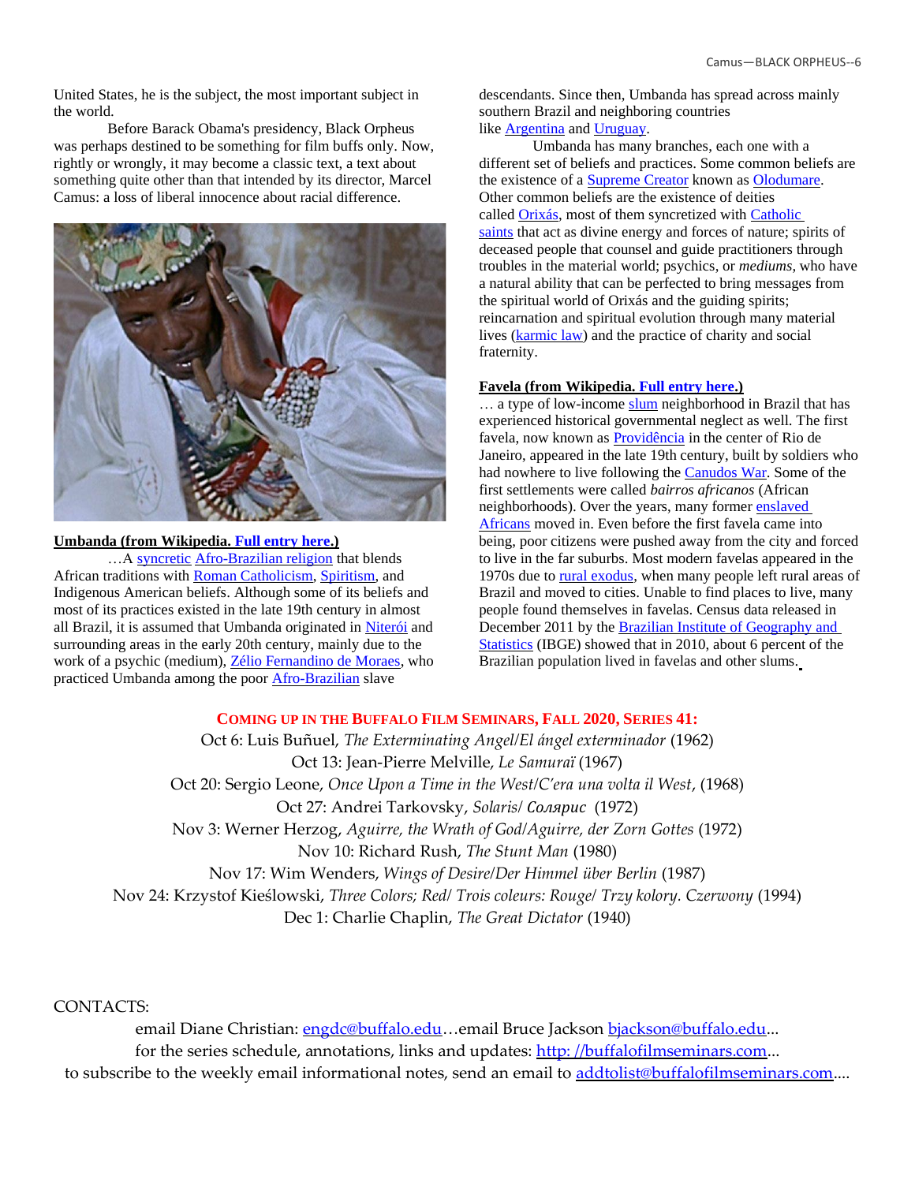United States, he is the subject, the most important subject in the world.

Before Barack Obama's presidency, Black Orpheus was perhaps destined to be something for film buffs only. Now, rightly or wrongly, it may become a classic text, a text about something quite other than that intended by its director, Marcel Camus: a loss of liberal innocence about racial difference.

**Umbanda (from Wikipedia. Full entry here.)**

…A syncretic Afro-Brazilian religion that blends African traditions with Roman Catholicism, Spiritism, and Indigenous American beliefs. Although some of its beliefs and most of its practices existed in the late 19th century in almost all Brazil, it is assumed that Umbanda originated in Niterói and surrounding areas in the early 20th century, mainly due to the work of a psychic (medium), Zélio Fernandino de Moraes, who practiced Umbanda among the poor Afro-Brazilian slave descendants. Since then, Umbanda has spread across mainly southern Brazil and neighboring countries like Argentina and Uruguay.

Umbanda has many branches, each one with a different set of beliefs and practices. Some common beliefs are the existence of a Supreme Creator known as Olodumare. Other common beliefs are the existence of deities called Orixás, most of them syncretized with Catholic saints that act as divine energy and forces of nature; spirits of deceased people that counsel and guide practitioners through troubles in the material world; psychics, or *mediums*, who have a natural ability that can be perfected to bring messages from the spiritual world of Orixás and the guiding spirits; reincarnation and spiritual evolution through many material lives (karmic law) and the practice of charity and social fraternity.

**Favela (from Wikipedia. Full entry here.)**

… a type of low-income slum neighborhood in Brazil that has experienced historical governmental neglect as well. The first favela, now known as Providência in the center of Rio de Janeiro, appeared in the late 19th century, built by soldiers who had nowhere to live following the Canudos War. Some of the first settlements were called *bairros africanos* (African neighborhoods). Over the years, many former enslaved Africans moved in. Even before the first favela came into being, poor citizens were pushed away from the city and forced to live in the far suburbs. Most modern favelas appeared in the 1970s due to rural exodus, when many people left rural areas of Brazil and moved to cities. Unable to find places to live, many people found themselves in favelas. Census data released in December 2011 by the Brazilian Institute of Geography and Statistics (IBGE) showed that in 2010, about 6 percent of the Brazilian population lived in favelas and other slums.

**COMING UP IN THE BUFFALO FILM SEMINARS, FALL 2020, SERIES 41:**

Oct 6: Luis Buñuel, *The Exterminating Angel/El ángel exterminador* (1962)
Oct 13: Jean-Pierre Melville, *Le Samouraï* (1967)
Oct 20: Sergio Leone, *Once Upon a Time in the West/C'era una volta il West*, (1968)
Oct 27: Andrei Tarkovsky, *Solaris/ Солярис* (1972)
Nov 3: Werner Herzog, *Aguirre, the Wrath of God/Aguirre, der Zorn Gottes* (1972)
Nov 10: Richard Rush, *The Stunt Man* (1980)
Nov 17: Wim Wenders, *Wings of Desire/Der Himmel über Berlin* (1987)
Nov 24: Krzystof Kieślowski, *Three Colors; Red/ Trois coleurs: Rouge/ Trzy kolory. Czerwony* (1994)
Dec 1: Charlie Chaplin, *The Great Dictator* (1940)

CONTACTS:

email Diane Christian: engdc@buffalo.edu…email Bruce Jackson bjackson@buffalo.edu...
for the series schedule, annotations, links and updates: http: //buffalofilmseminars.com...
to subscribe to the weekly email informational notes, send an email to addtolist@buffalofilmseminars.com....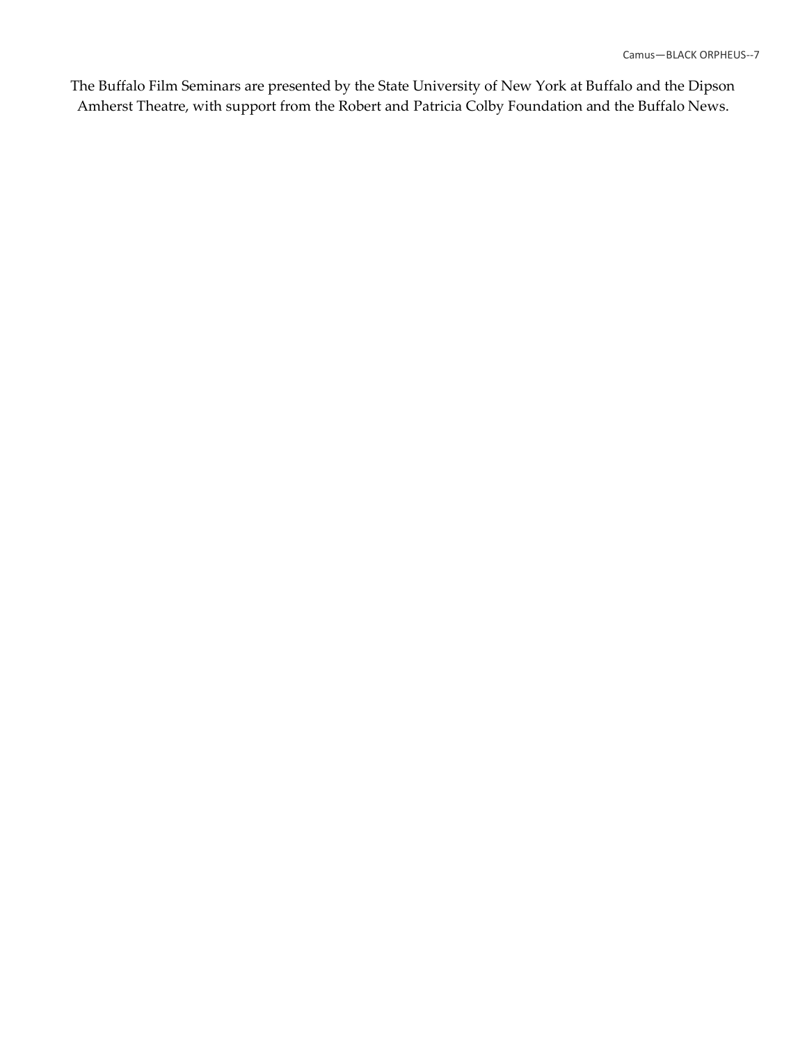The Buffalo Film Seminars are presented by the State University of New York at Buffalo and the Dipson Amherst Theatre, with support from the Robert and Patricia Colby Foundation and the Buffalo News.